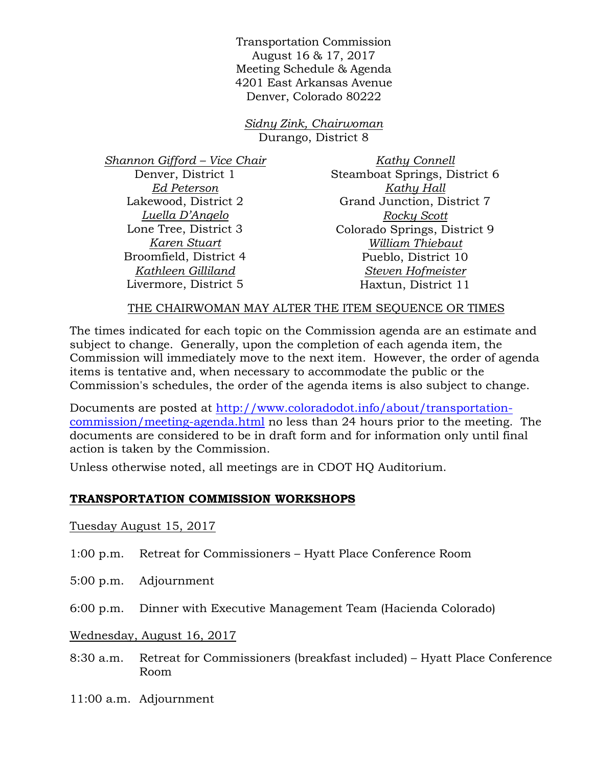Transportation Commission
August 16 & 17, 2017
Meeting Schedule & Agenda
4201 East Arkansas Avenue
Denver, Colorado 80222

*Sidny Zink, Chairwoman*
Durango, District 8

*Shannon Gifford – Vice Chair*
Denver, District 1

*Ed Peterson*
Lakewood, District 2

*Luella D'Angelo*
Lone Tree, District 3

*Karen Stuart*
Broomfield, District 4

*Kathleen Gilliland*
Livermore, District 5

*Kathy Connell*
Steamboat Springs, District 6

*Kathy Hall*
Grand Junction, District 7

*Rocky Scott*
Colorado Springs, District 9

*William Thiebaut*
Pueblo, District 10

*Steven Hofmeister*
Haxtun, District 11

THE CHAIRWOMAN MAY ALTER THE ITEM SEQUENCE OR TIMES

The times indicated for each topic on the Commission agenda are an estimate and subject to change. Generally, upon the completion of each agenda item, the Commission will immediately move to the next item. However, the order of agenda items is tentative and, when necessary to accommodate the public or the Commission's schedules, the order of the agenda items is also subject to change.

Documents are posted at http://www.coloradodot.info/about/transportation-commission/meeting-agenda.html no less than 24 hours prior to the meeting. The documents are considered to be in draft form and for information only until final action is taken by the Commission.

Unless otherwise noted, all meetings are in CDOT HQ Auditorium.

## TRANSPORTATION COMMISSION WORKSHOPS

Tuesday August 15, 2017

1:00 p.m. Retreat for Commissioners – Hyatt Place Conference Room

5:00 p.m. Adjournment

6:00 p.m. Dinner with Executive Management Team (Hacienda Colorado)

Wednesday, August 16, 2017

8:30 a.m. Retreat for Commissioners (breakfast included) – Hyatt Place Conference Room

11:00 a.m. Adjournment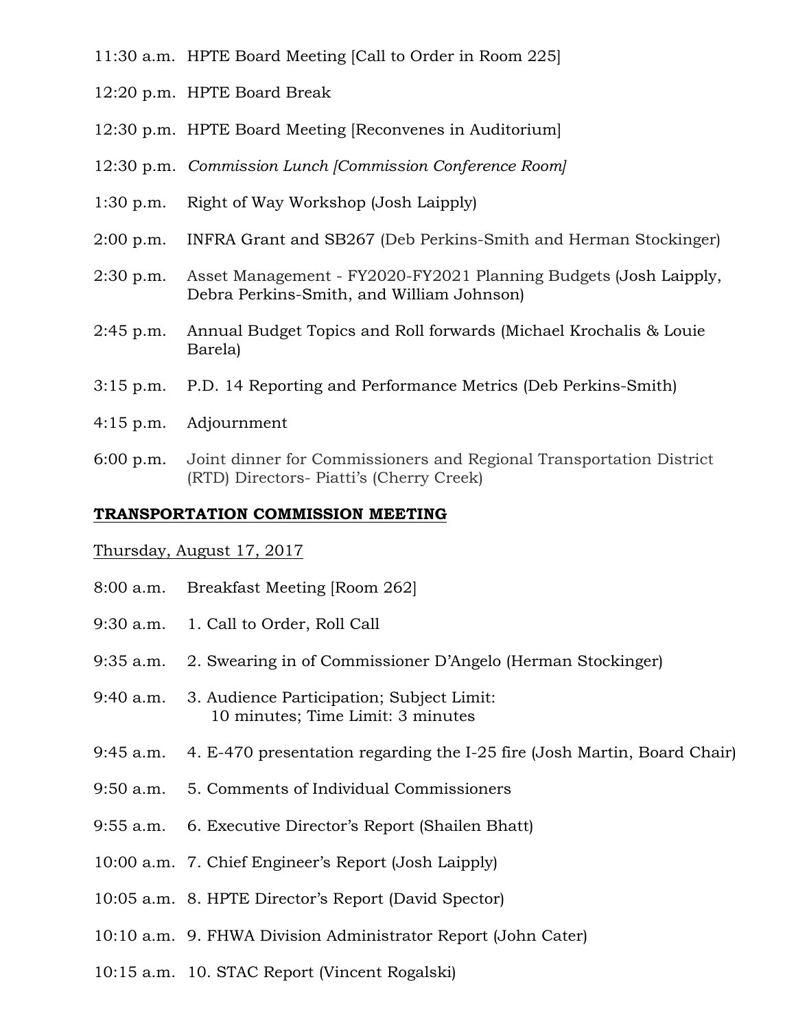11:30 a.m. HPTE Board Meeting [Call to Order in Room 225]

12:20 p.m. HPTE Board Break

12:30 p.m. HPTE Board Meeting [Reconvenes in Auditorium]

12:30 p.m. *Commission Lunch [Commission Conference Room]*

1:30 p.m. Right of Way Workshop (Josh Laipply)

2:00 p.m. INFRA Grant and SB267 (Deb Perkins-Smith and Herman Stockinger)

2:30 p.m. Asset Management - FY2020-FY2021 Planning Budgets (Josh Laipply, Debra Perkins-Smith, and William Johnson)

2:45 p.m. Annual Budget Topics and Roll forwards (Michael Krochalis & Louie Barela)

3:15 p.m. P.D. 14 Reporting and Performance Metrics (Deb Perkins-Smith)

4:15 p.m. Adjournment

6:00 p.m. Joint dinner for Commissioners and Regional Transportation District (RTD) Directors- Piatti's (Cherry Creek)

## TRANSPORTATION COMMISSION MEETING

Thursday, August 17, 2017

8:00 a.m. Breakfast Meeting [Room 262]

9:30 a.m. 1. Call to Order, Roll Call

9:35 a.m. 2. Swearing in of Commissioner D'Angelo (Herman Stockinger)

9:40 a.m. 3. Audience Participation; Subject Limit: 10 minutes; Time Limit: 3 minutes

9:45 a.m. 4. E-470 presentation regarding the I-25 fire (Josh Martin, Board Chair)

9:50 a.m. 5. Comments of Individual Commissioners

9:55 a.m. 6. Executive Director's Report (Shailen Bhatt)

10:00 a.m. 7. Chief Engineer's Report (Josh Laipply)

10:05 a.m. 8. HPTE Director's Report (David Spector)

10:10 a.m. 9. FHWA Division Administrator Report (John Cater)

10:15 a.m. 10. STAC Report (Vincent Rogalski)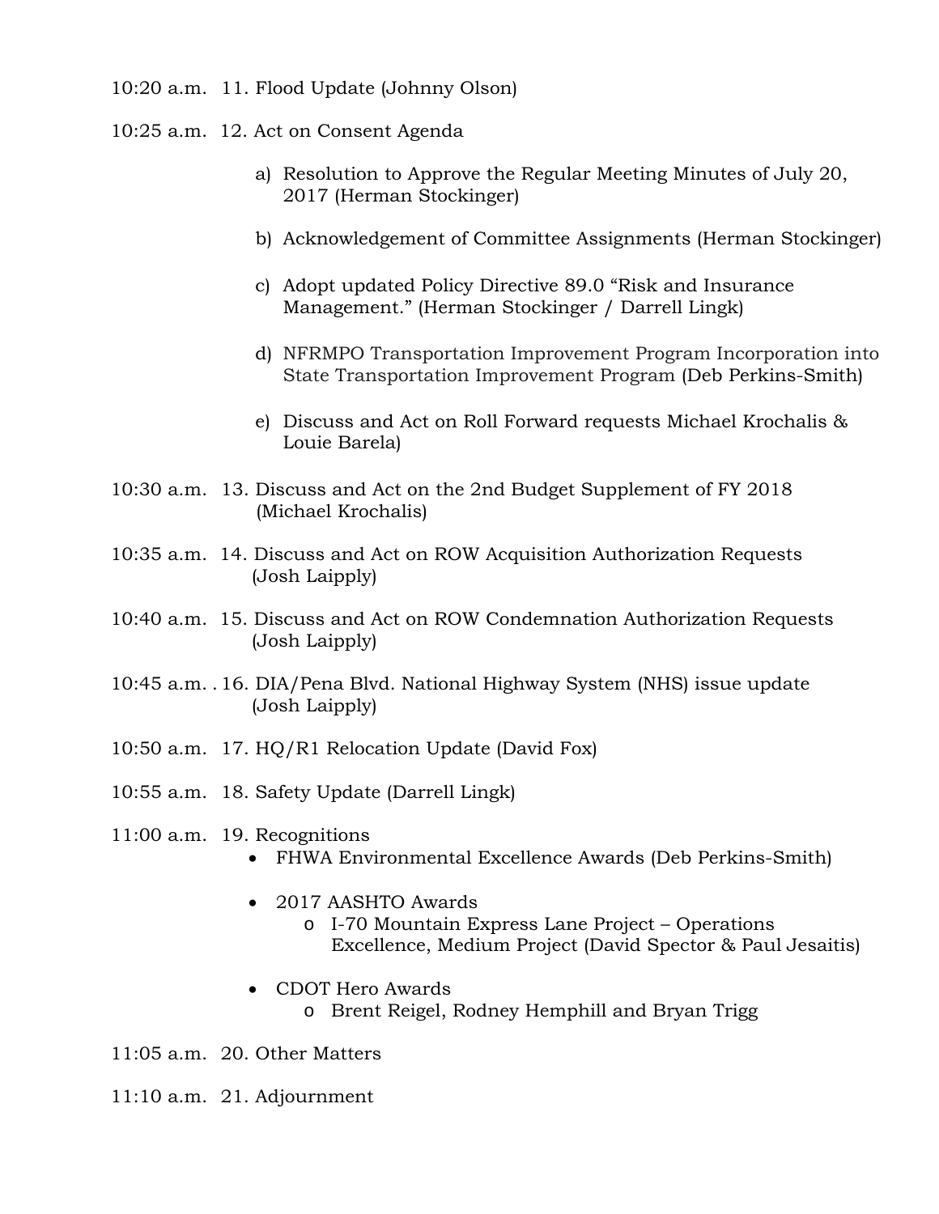10:20 a.m.  11. Flood Update (Johnny Olson)

10:25 a.m.  12. Act on Consent Agenda

a) Resolution to Approve the Regular Meeting Minutes of July 20, 2017 (Herman Stockinger)

b) Acknowledgement of Committee Assignments (Herman Stockinger)

c) Adopt updated Policy Directive 89.0 “Risk and Insurance Management.” (Herman Stockinger / Darrell Lingk)

d) NFRMPO Transportation Improvement Program Incorporation into State Transportation Improvement Program (Deb Perkins-Smith)

e) Discuss and Act on Roll Forward requests Michael Krochalis & Louie Barela)

10:30 a.m.  13. Discuss and Act on the 2nd Budget Supplement of FY 2018 (Michael Krochalis)

10:35 a.m.  14. Discuss and Act on ROW Acquisition Authorization Requests (Josh Laipply)

10:40 a.m.  15. Discuss and Act on ROW Condemnation Authorization Requests (Josh Laipply)

10:45 a.m. . 16. DIA/Pena Blvd. National Highway System (NHS) issue update (Josh Laipply)

10:50 a.m.  17. HQ/R1 Relocation Update (David Fox)

10:55 a.m.  18. Safety Update (Darrell Lingk)

11:00 a.m.  19. Recognitions

- FHWA Environmental Excellence Awards (Deb Perkins-Smith)
- 2017 AASHTO Awards
  - I-70 Mountain Express Lane Project – Operations Excellence, Medium Project (David Spector & Paul Jesaitis)
- CDOT Hero Awards
  - Brent Reigel, Rodney Hemphill and Bryan Trigg

11:05 a.m.  20. Other Matters

11:10 a.m.  21. Adjournment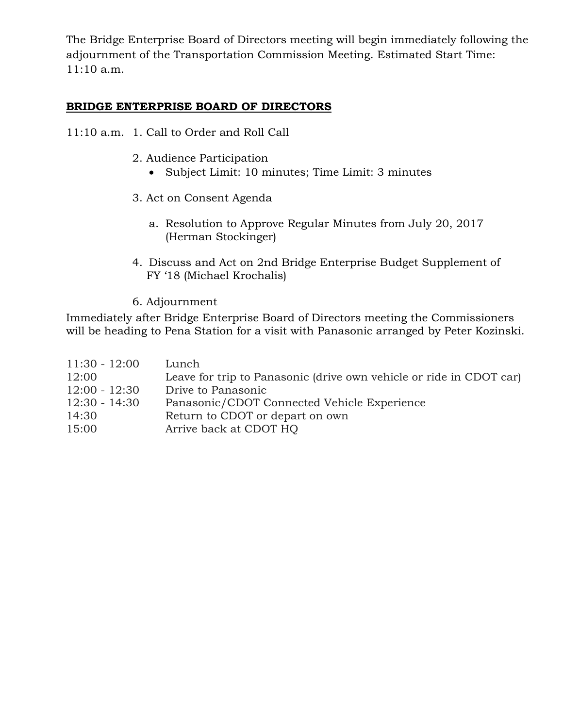The Bridge Enterprise Board of Directors meeting will begin immediately following the adjournment of the Transportation Commission Meeting. Estimated Start Time: 11:10 a.m.

**BRIDGE ENTERPRISE BOARD OF DIRECTORS**

11:10 a.m. 1. Call to Order and Roll Call

2. Audience Participation
   - Subject Limit: 10 minutes; Time Limit: 3 minutes

3. Act on Consent Agenda

   a. Resolution to Approve Regular Minutes from July 20, 2017 (Herman Stockinger)

4. Discuss and Act on 2nd Bridge Enterprise Budget Supplement of FY '18 (Michael Krochalis)

6. Adjournment

Immediately after Bridge Enterprise Board of Directors meeting the Commissioners will be heading to Pena Station for a visit with Panasonic arranged by Peter Kozinski.

| | |
|---|---|
| 11:30 - 12:00 | Lunch |
| 12:00 | Leave for trip to Panasonic (drive own vehicle or ride in CDOT car) |
| 12:00 - 12:30 | Drive to Panasonic |
| 12:30 - 14:30 | Panasonic/CDOT Connected Vehicle Experience |
| 14:30 | Return to CDOT or depart on own |
| 15:00 | Arrive back at CDOT HQ |